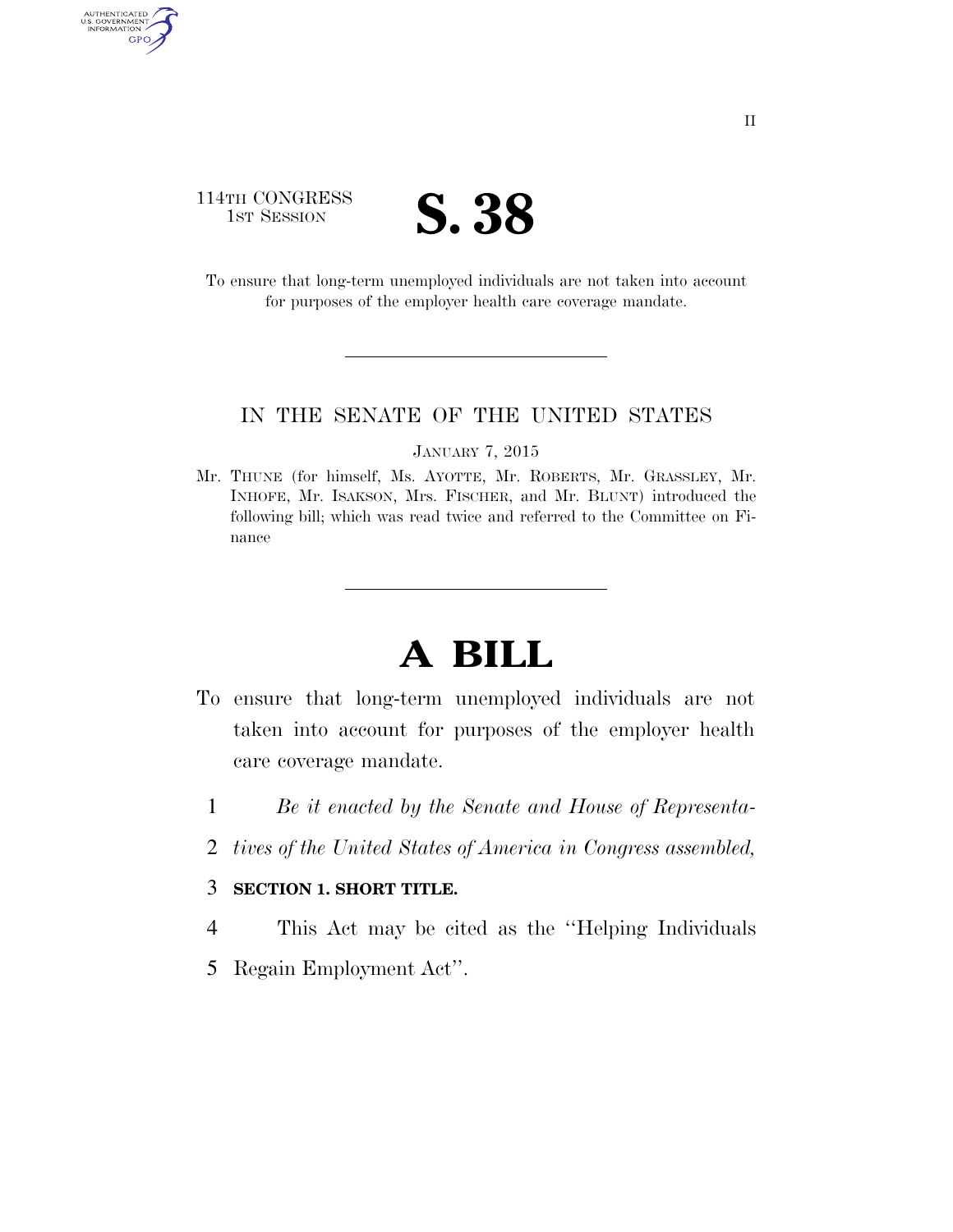114TH CONGRESS
1ST SESSION

# S. 38

To ensure that long-term unemployed individuals are not taken into account for purposes of the employer health care coverage mandate.

IN THE SENATE OF THE UNITED STATES

JANUARY 7, 2015

Mr. THUNE (for himself, Ms. AYOTTE, Mr. ROBERTS, Mr. GRASSLEY, Mr. INHOFE, Mr. ISAKSON, Mrs. FISCHER, and Mr. BLUNT) introduced the following bill; which was read twice and referred to the Committee on Finance

# A BILL

To ensure that long-term unemployed individuals are not taken into account for purposes of the employer health care coverage mandate.

1 *Be it enacted by the Senate and House of Representa-*
2 *tives of the United States of America in Congress assembled,*

3 **SECTION 1. SHORT TITLE.**

4 This Act may be cited as the "Helping Individuals
5 Regain Employment Act".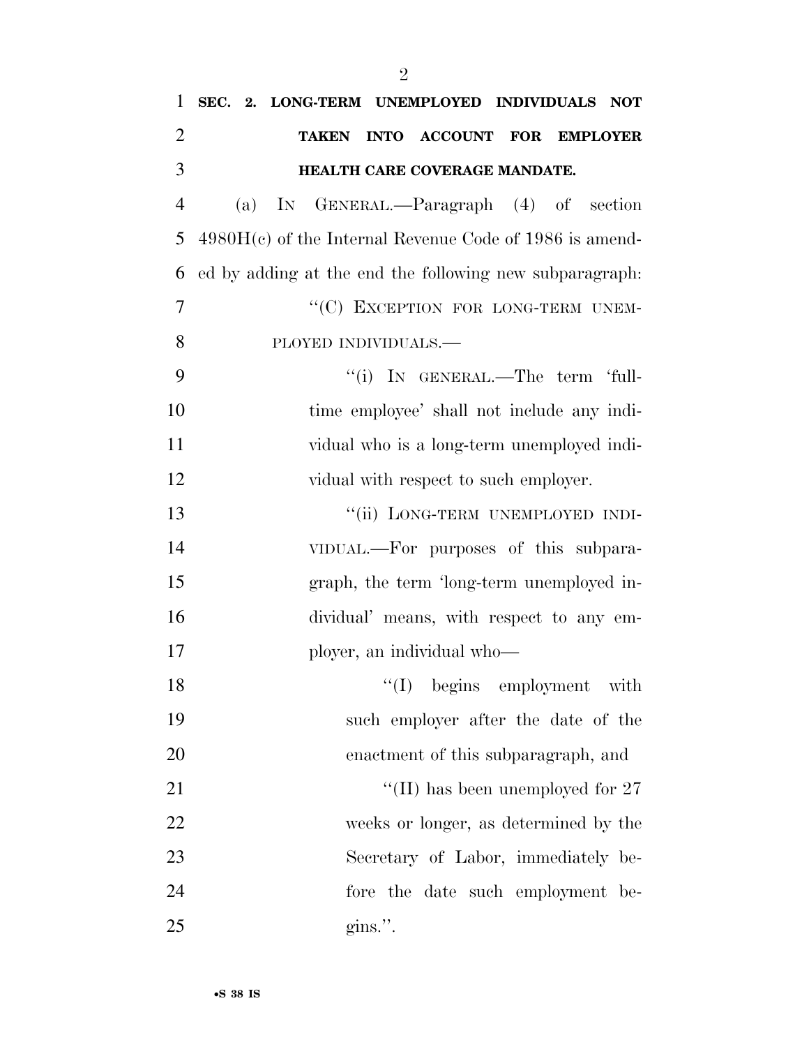**SEC. 2. LONG-TERM UNEMPLOYED INDIVIDUALS NOT TAKEN INTO ACCOUNT FOR EMPLOYER HEALTH CARE COVERAGE MANDATE.**

(a) IN GENERAL.—Paragraph (4) of section 4980H(c) of the Internal Revenue Code of 1986 is amended by adding at the end the following new subparagraph:

"(C) EXCEPTION FOR LONG-TERM UNEMPLOYED INDIVIDUALS.—

"(i) IN GENERAL.—The term 'full-time employee' shall not include any individual who is a long-term unemployed individual with respect to such employer.

"(ii) LONG-TERM UNEMPLOYED INDIVIDUAL.—For purposes of this subparagraph, the term 'long-term unemployed individual' means, with respect to any employer, an individual who—

"(I) begins employment with such employer after the date of the enactment of this subparagraph, and

"(II) has been unemployed for 27 weeks or longer, as determined by the Secretary of Labor, immediately before the date such employment begins.".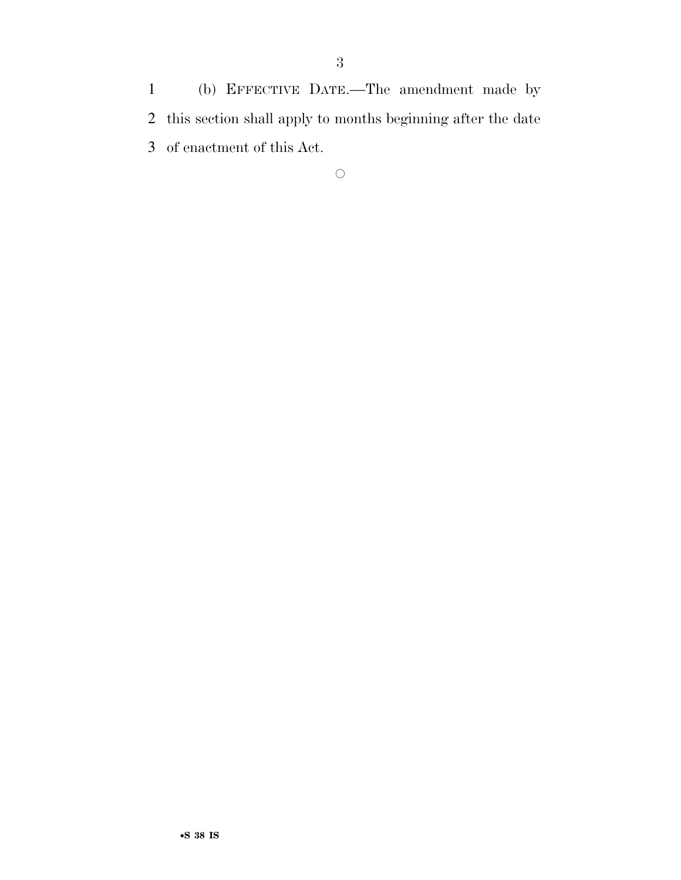(b) EFFECTIVE DATE.—The amendment made by this section shall apply to months beginning after the date of enactment of this Act.

○